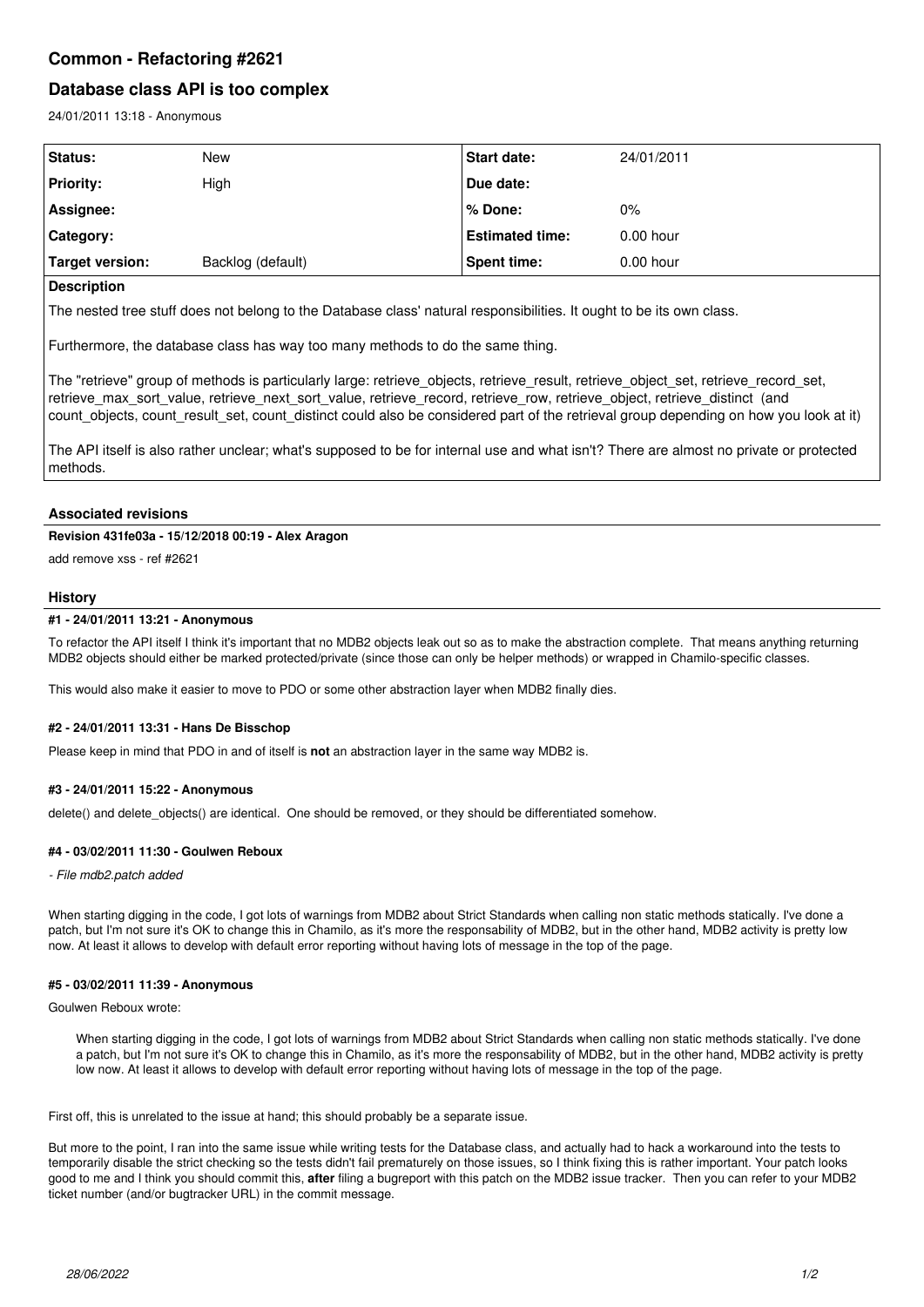# Common - Refactoring #2621

## Database class API is too complex

24/01/2011 13:18 - Anonymous

| Status: | New | Start date: | 24/01/2011 |
|---|---|---|---|
| Priority: | High | Due date: | |
| Assignee: | | % Done: | 0% |
| Category: | | Estimated time: | 0.00 hour |
| Target version: | Backlog (default) | Spent time: | 0.00 hour |

**Description**

The nested tree stuff does not belong to the Database class' natural responsibilities. It ought to be its own class.

Furthermore, the database class has way too many methods to do the same thing.

The "retrieve" group of methods is particularly large: retrieve_objects, retrieve_result, retrieve_object_set, retrieve_record_set, retrieve_max_sort_value, retrieve_next_sort_value, retrieve_record, retrieve_row, retrieve_object, retrieve_distinct (and count_objects, count_result_set, count_distinct could also be considered part of the retrieval group depending on how you look at it)

The API itself is also rather unclear; what's supposed to be for internal use and what isn't? There are almost no private or protected methods.

### Associated revisions

**Revision 431fe03a - 15/12/2018 00:19 - Alex Aragon**

add remove xss - ref #2621

### History

**#1 - 24/01/2011 13:21 - Anonymous**

To refactor the API itself I think it's important that no MDB2 objects leak out so as to make the abstraction complete. That means anything returning MDB2 objects should either be marked protected/private (since those can only be helper methods) or wrapped in Chamilo-specific classes.

This would also make it easier to move to PDO or some other abstraction layer when MDB2 finally dies.

**#2 - 24/01/2011 13:31 - Hans De Bisschop**

Please keep in mind that PDO in and of itself is **not** an abstraction layer in the same way MDB2 is.

**#3 - 24/01/2011 15:22 - Anonymous**

delete() and delete_objects() are identical. One should be removed, or they should be differentiated somehow.

**#4 - 03/02/2011 11:30 - Goulwen Reboux**

*- File mdb2.patch added*

When starting digging in the code, I got lots of warnings from MDB2 about Strict Standards when calling non static methods statically. I've done a patch, but I'm not sure it's OK to change this in Chamilo, as it's more the responsability of MDB2, but in the other hand, MDB2 activity is pretty low now. At least it allows to develop with default error reporting without having lots of message in the top of the page.

**#5 - 03/02/2011 11:39 - Anonymous**

Goulwen Reboux wrote:

> When starting digging in the code, I got lots of warnings from MDB2 about Strict Standards when calling non static methods statically. I've done a patch, but I'm not sure it's OK to change this in Chamilo, as it's more the responsability of MDB2, but in the other hand, MDB2 activity is pretty low now. At least it allows to develop with default error reporting without having lots of message in the top of the page.

First off, this is unrelated to the issue at hand; this should probably be a separate issue.

But more to the point, I ran into the same issue while writing tests for the Database class, and actually had to hack a workaround into the tests to temporarily disable the strict checking so the tests didn't fail prematurely on those issues, so I think fixing this is rather important. Your patch looks good to me and I think you should commit this, **after** filing a bugreport with this patch on the MDB2 issue tracker. Then you can refer to your MDB2 ticket number (and/or bugtracker URL) in the commit message.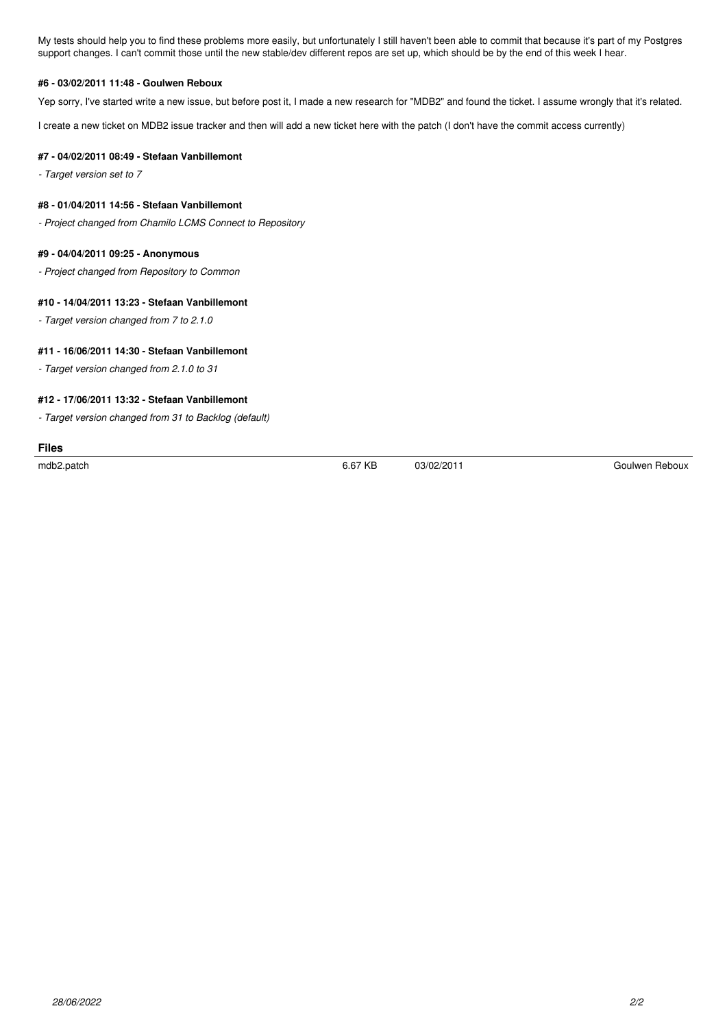My tests should help you to find these problems more easily, but unfortunately I still haven't been able to commit that because it's part of my Postgres support changes. I can't commit those until the new stable/dev different repos are set up, which should be by the end of this week I hear.

#### #6 - 03/02/2011 11:48 - Goulwen Reboux

Yep sorry, I've started write a new issue, but before post it, I made a new research for "MDB2" and found the ticket. I assume wrongly that it's related.

I create a new ticket on MDB2 issue tracker and then will add a new ticket here with the patch (I don't have the commit access currently)

#### #7 - 04/02/2011 08:49 - Stefaan Vanbillemont

- *Target version set to 7*

#### #8 - 01/04/2011 14:56 - Stefaan Vanbillemont

- *Project changed from Chamilo LCMS Connect to Repository*

#### #9 - 04/04/2011 09:25 - Anonymous

- *Project changed from Repository to Common*

#### #10 - 14/04/2011 13:23 - Stefaan Vanbillemont

- *Target version changed from 7 to 2.1.0*

#### #11 - 16/06/2011 14:30 - Stefaan Vanbillemont

- *Target version changed from 2.1.0 to 31*

#### #12 - 17/06/2011 13:32 - Stefaan Vanbillemont

- *Target version changed from 31 to Backlog (default)*

### Files

| | | | |
|---|---|---|---|
| mdb2.patch | 6.67 KB | 03/02/2011 | Goulwen Reboux |